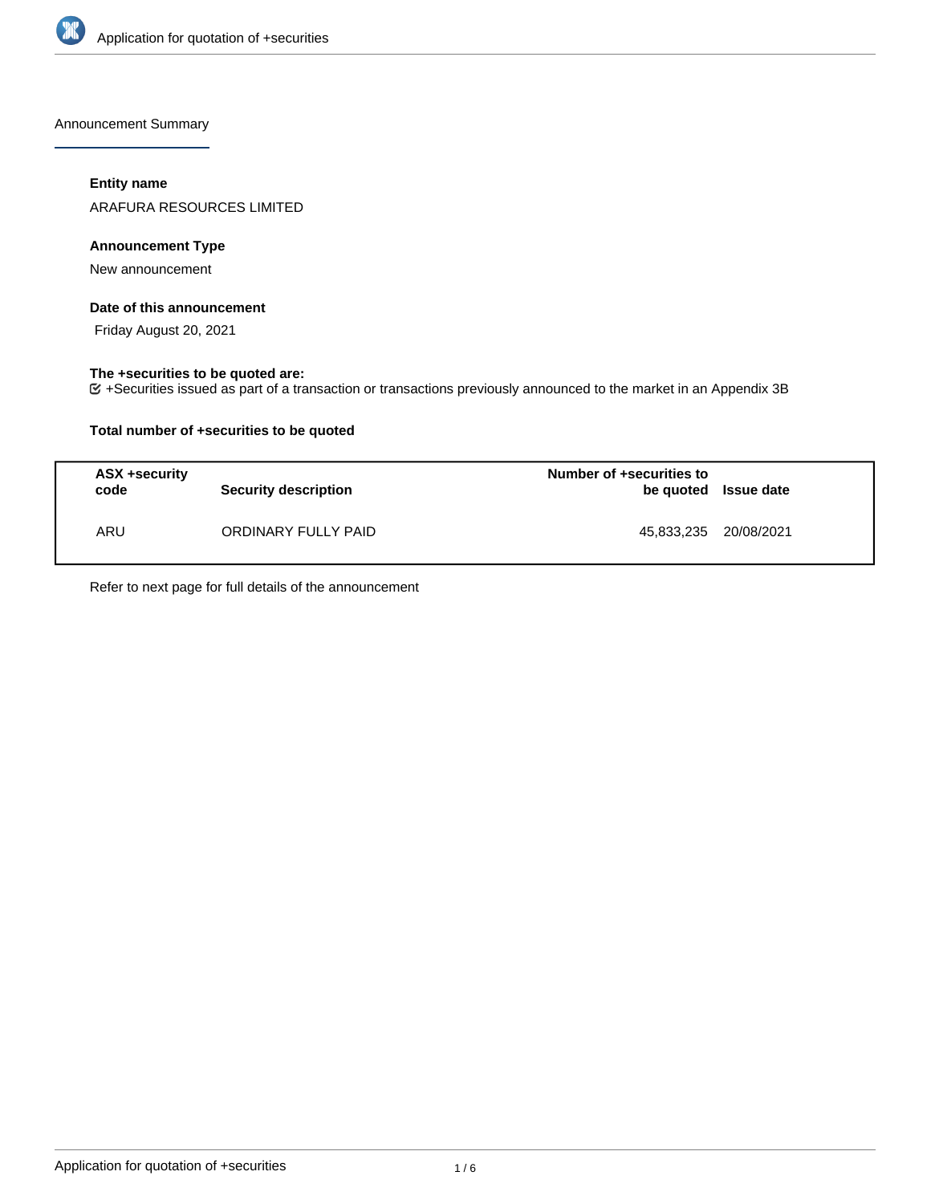Announcement Summary

**Entity name**

ARAFURA RESOURCES LIMITED

**Announcement Type**

New announcement

**Date of this announcement**

Friday August 20, 2021

**The +securities to be quoted are:**

+Securities issued as part of a transaction or transactions previously announced to the market in an Appendix 3B

**Total number of +securities to be quoted**

| ASX +security code | Security description | Number of +securities to be quoted | Issue date |
|---|---|---|---|
| ARU | ORDINARY FULLY PAID | 45,833,235 | 20/08/2021 |

Refer to next page for full details of the announcement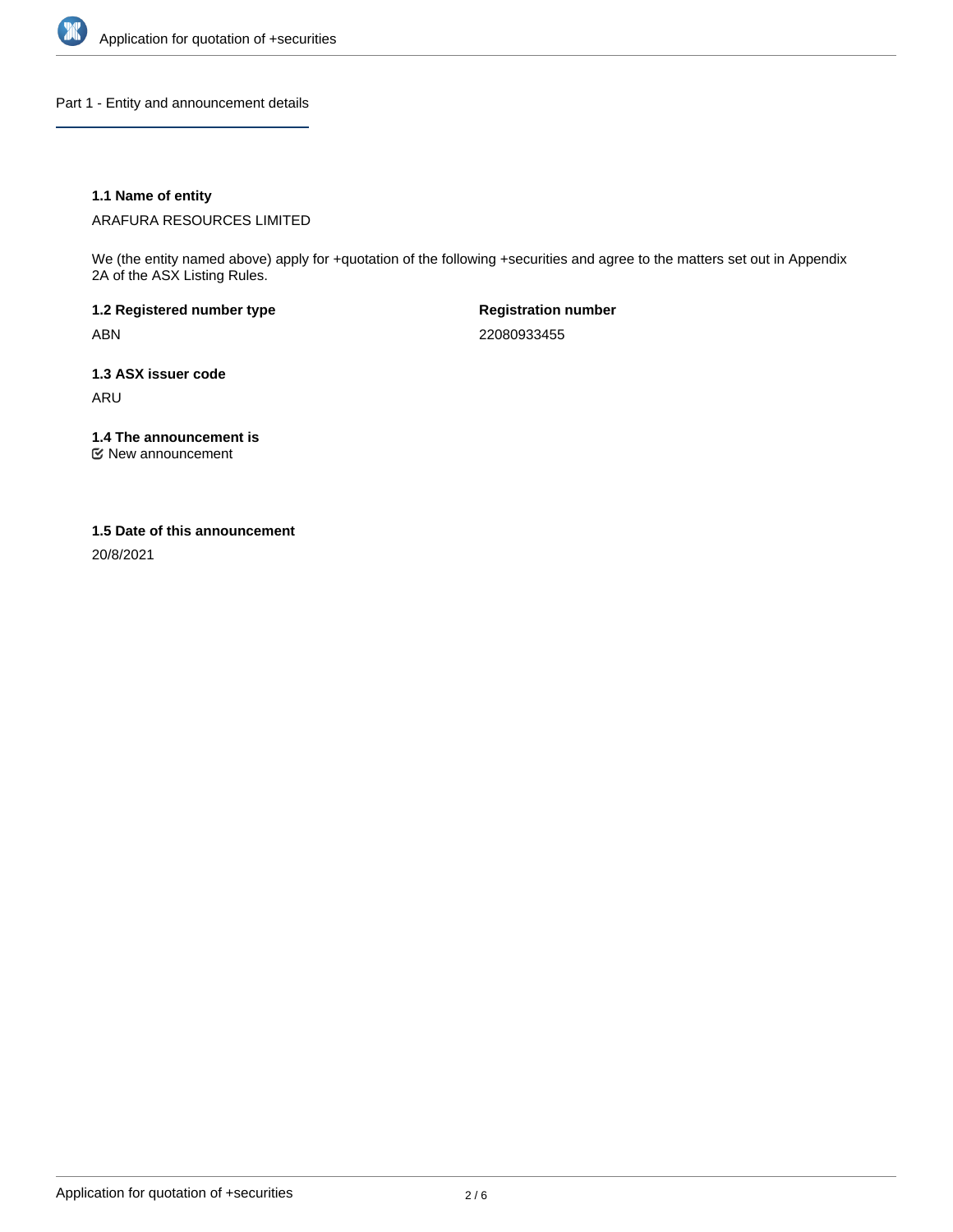## Part 1 - Entity and announcement details

### 1.1 Name of entity

ARAFURA RESOURCES LIMITED

We (the entity named above) apply for +quotation of the following +securities and agree to the matters set out in Appendix 2A of the ASX Listing Rules.

**1.2 Registered number type**

ABN

**Registration number**

22080933455

### 1.3 ASX issuer code

ARU

### 1.4 The announcement is

☑ New announcement

### 1.5 Date of this announcement

20/8/2021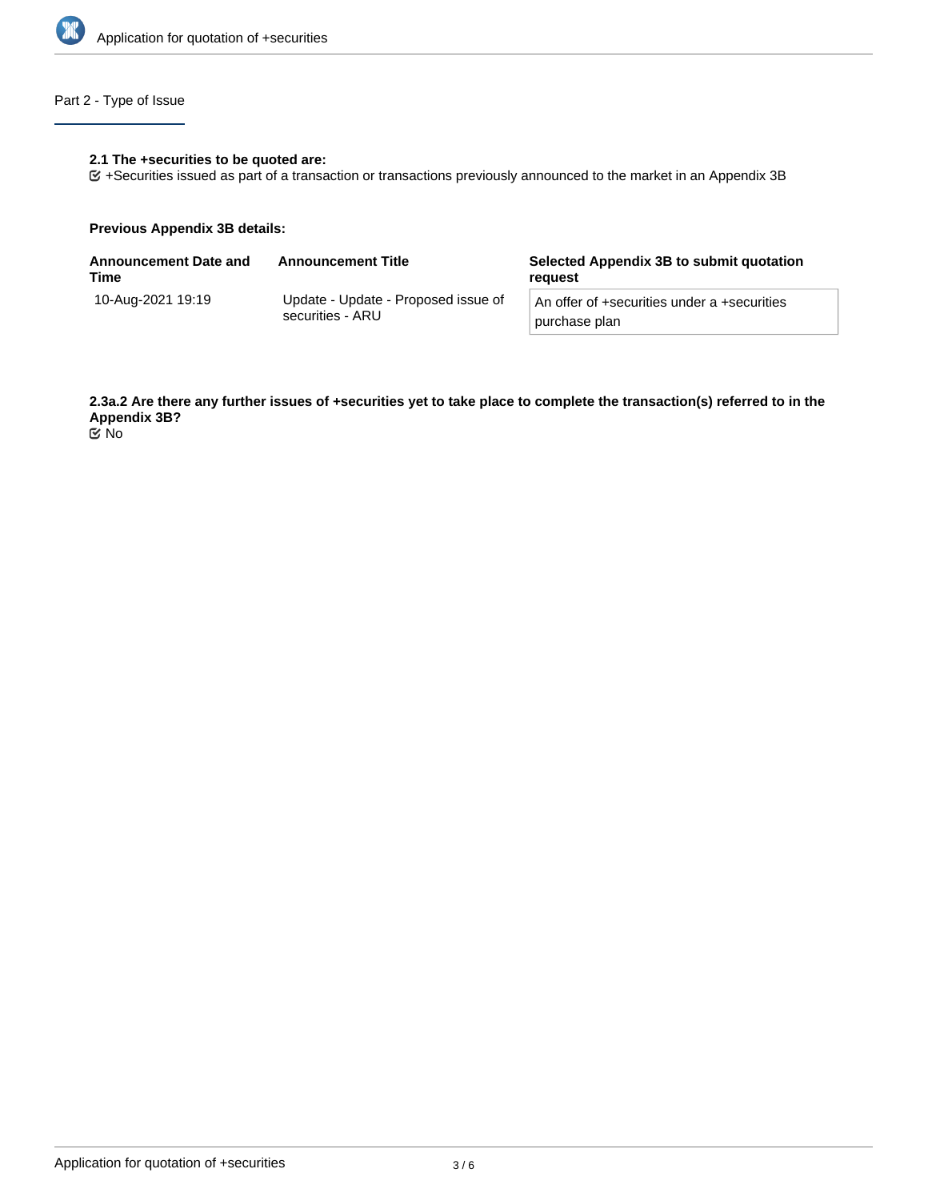## Part 2 - Type of Issue

**2.1 The +securities to be quoted are:**

☑ +Securities issued as part of a transaction or transactions previously announced to the market in an Appendix 3B

**Previous Appendix 3B details:**

| Announcement Date and Time | Announcement Title | Selected Appendix 3B to submit quotation request |
|---|---|---|
| 10-Aug-2021 19:19 | Update - Update - Proposed issue of securities - ARU | An offer of +securities under a +securities purchase plan |

**2.3a.2 Are there any further issues of +securities yet to take place to complete the transaction(s) referred to in the Appendix 3B?**

☑ No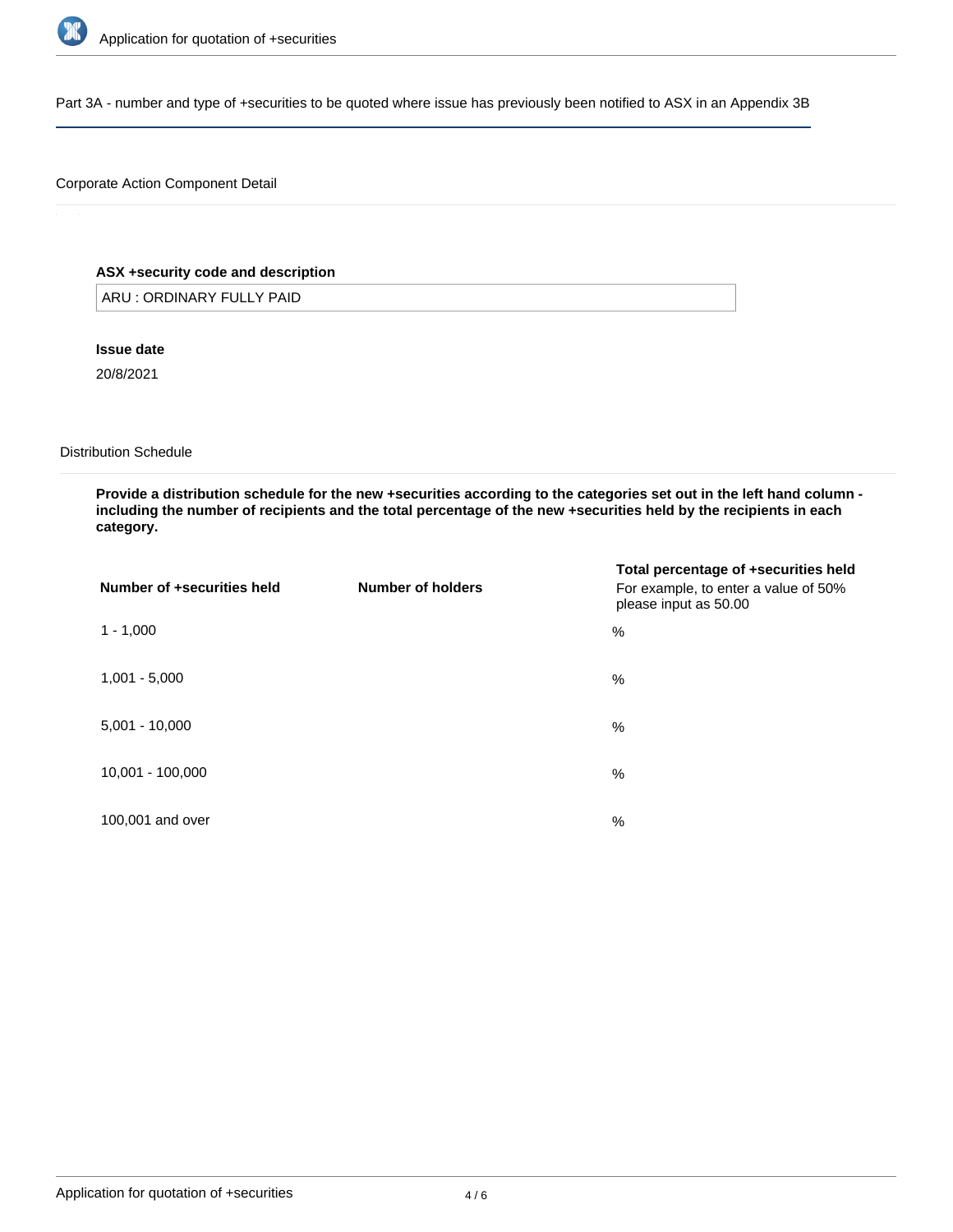## Part 3A - number and type of +securities to be quoted where issue has previously been notified to ASX in an Appendix 3B

### Corporate Action Component Detail

**ASX +security code and description**

ARU : ORDINARY FULLY PAID

**Issue date**

20/8/2021

### Distribution Schedule

**Provide a distribution schedule for the new +securities according to the categories set out in the left hand column - including the number of recipients and the total percentage of the new +securities held by the recipients in each category.**

| Number of +securities held | Number of holders | Total percentage of +securities held For example, to enter a value of 50% please input as 50.00 |
|---|---|---|
| 1 - 1,000 | | % |
| 1,001 - 5,000 | | % |
| 5,001 - 10,000 | | % |
| 10,001 - 100,000 | | % |
| 100,001 and over | | % |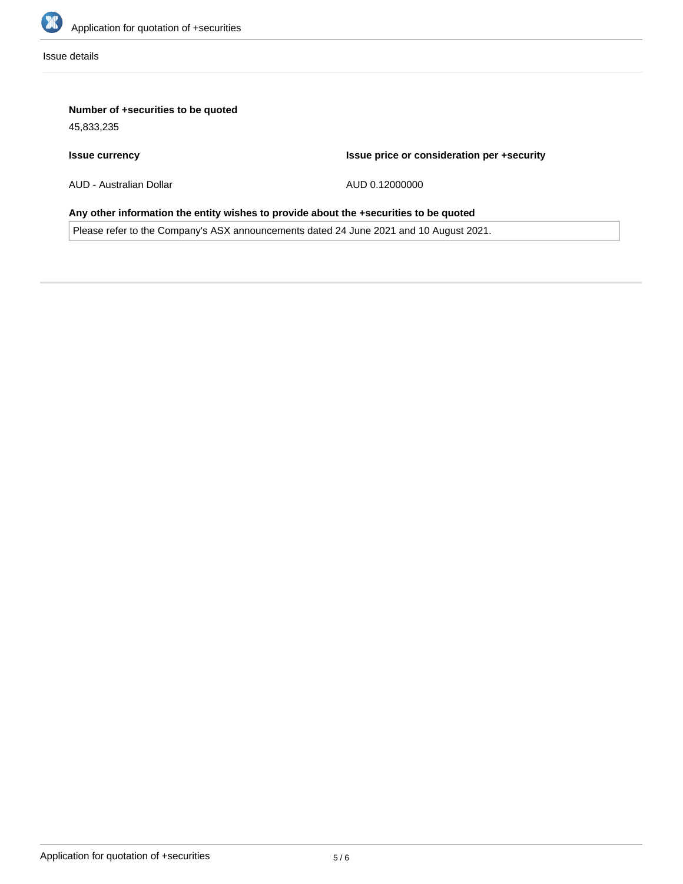Issue details

**Number of +securities to be quoted**

45,833,235

| **Issue currency** | **Issue price or consideration per +security** |
| --- | --- |
| AUD - Australian Dollar | AUD 0.12000000 |

**Any other information the entity wishes to provide about the +securities to be quoted**

Please refer to the Company's ASX announcements dated 24 June 2021 and 10 August 2021.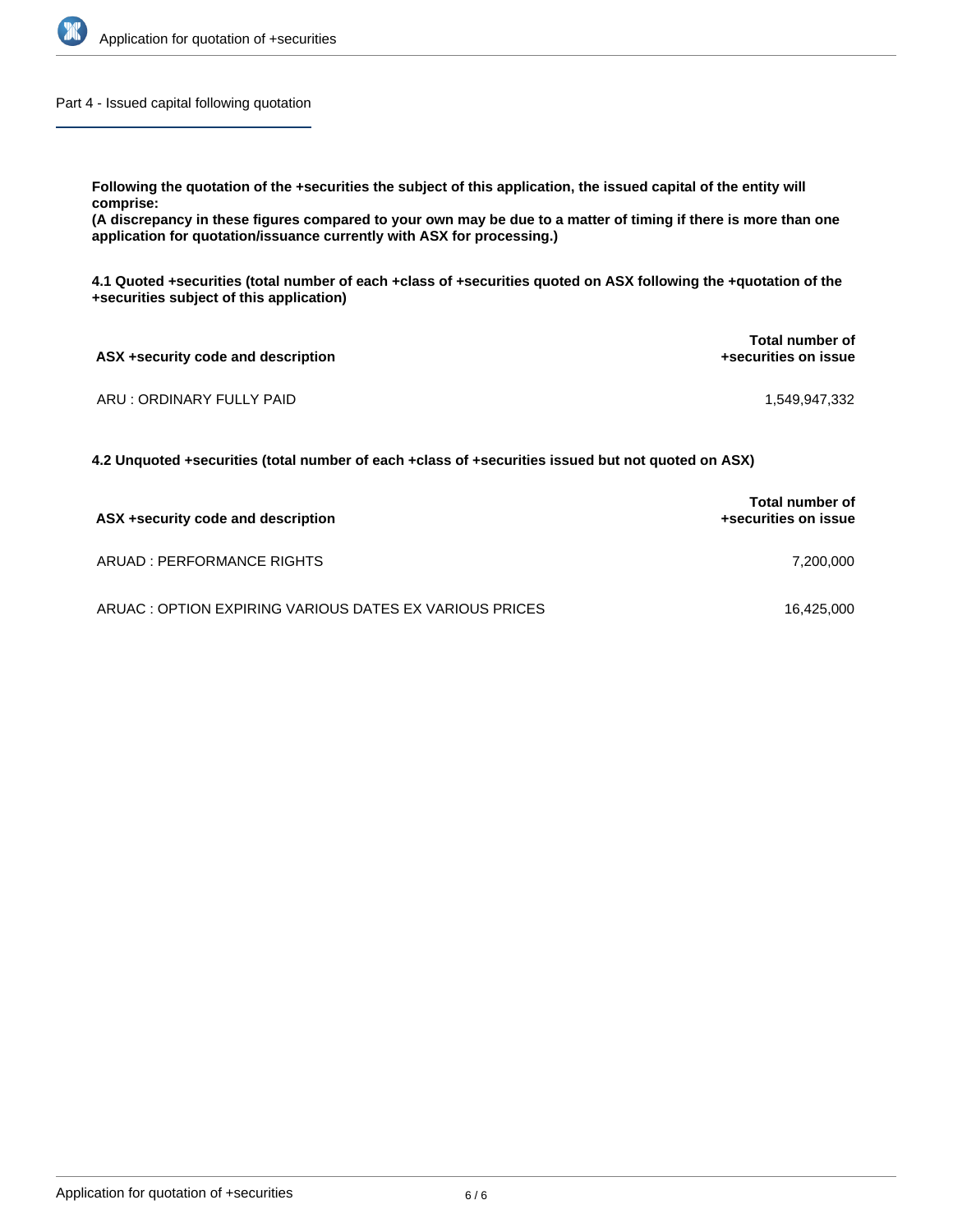## Part 4 - Issued capital following quotation

**Following the quotation of the +securities the subject of this application, the issued capital of the entity will comprise:**
**(A discrepancy in these figures compared to your own may be due to a matter of timing if there is more than one application for quotation/issuance currently with ASX for processing.)**

**4.1 Quoted +securities (total number of each +class of +securities quoted on ASX following the +quotation of the +securities subject of this application)**

| ASX +security code and description | Total number of +securities on issue |
|---|---|
| ARU : ORDINARY FULLY PAID | 1,549,947,332 |

**4.2 Unquoted +securities (total number of each +class of +securities issued but not quoted on ASX)**

| ASX +security code and description | Total number of +securities on issue |
|---|---|
| ARUAD : PERFORMANCE RIGHTS | 7,200,000 |
| ARUAC : OPTION EXPIRING VARIOUS DATES EX VARIOUS PRICES | 16,425,000 |